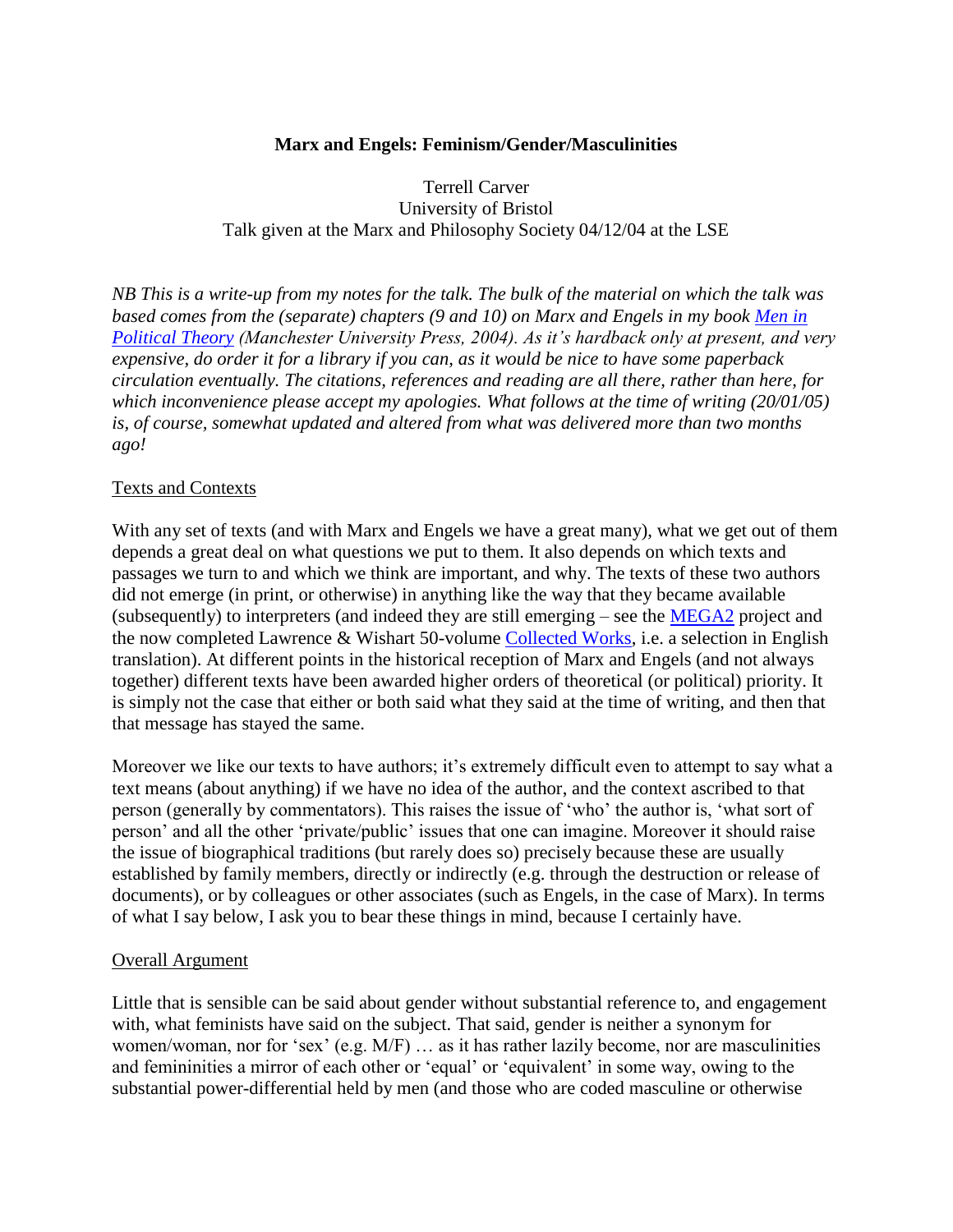**Marx and Engels: Feminism/Gender/Masculinities**

Terrell Carver
University of Bristol
Talk given at the Marx and Philosophy Society 04/12/04 at the LSE

*NB This is a write-up from my notes for the talk. The bulk of the material on which the talk was based comes from the (separate) chapters (9 and 10) on Marx and Engels in my book [Men in Political Theory](#) (Manchester University Press, 2004). As it's hardback only at present, and very expensive, do order it for a library if you can, as it would be nice to have some paperback circulation eventually. The citations, references and reading are all there, rather than here, for which inconvenience please accept my apologies. What follows at the time of writing (20/01/05) is, of course, somewhat updated and altered from what was delivered more than two months ago!*

## Texts and Contexts

With any set of texts (and with Marx and Engels we have a great many), what we get out of them depends a great deal on what questions we put to them. It also depends on which texts and passages we turn to and which we think are important, and why. The texts of these two authors did not emerge (in print, or otherwise) in anything like the way that they became available (subsequently) to interpreters (and indeed they are still emerging – see the [MEGA2](#) project and the now completed Lawrence & Wishart 50-volume [Collected Works](#), i.e. a selection in English translation). At different points in the historical reception of Marx and Engels (and not always together) different texts have been awarded higher orders of theoretical (or political) priority. It is simply not the case that either or both said what they said at the time of writing, and then that that message has stayed the same.

Moreover we like our texts to have authors; it's extremely difficult even to attempt to say what a text means (about anything) if we have no idea of the author, and the context ascribed to that person (generally by commentators). This raises the issue of 'who' the author is, 'what sort of person' and all the other 'private/public' issues that one can imagine. Moreover it should raise the issue of biographical traditions (but rarely does so) precisely because these are usually established by family members, directly or indirectly (e.g. through the destruction or release of documents), or by colleagues or other associates (such as Engels, in the case of Marx). In terms of what I say below, I ask you to bear these things in mind, because I certainly have.

## Overall Argument

Little that is sensible can be said about gender without substantial reference to, and engagement with, what feminists have said on the subject. That said, gender is neither a synonym for women/woman, nor for 'sex' (e.g. M/F) … as it has rather lazily become, nor are masculinities and femininities a mirror of each other or 'equal' or 'equivalent' in some way, owing to the substantial power-differential held by men (and those who are coded masculine or otherwise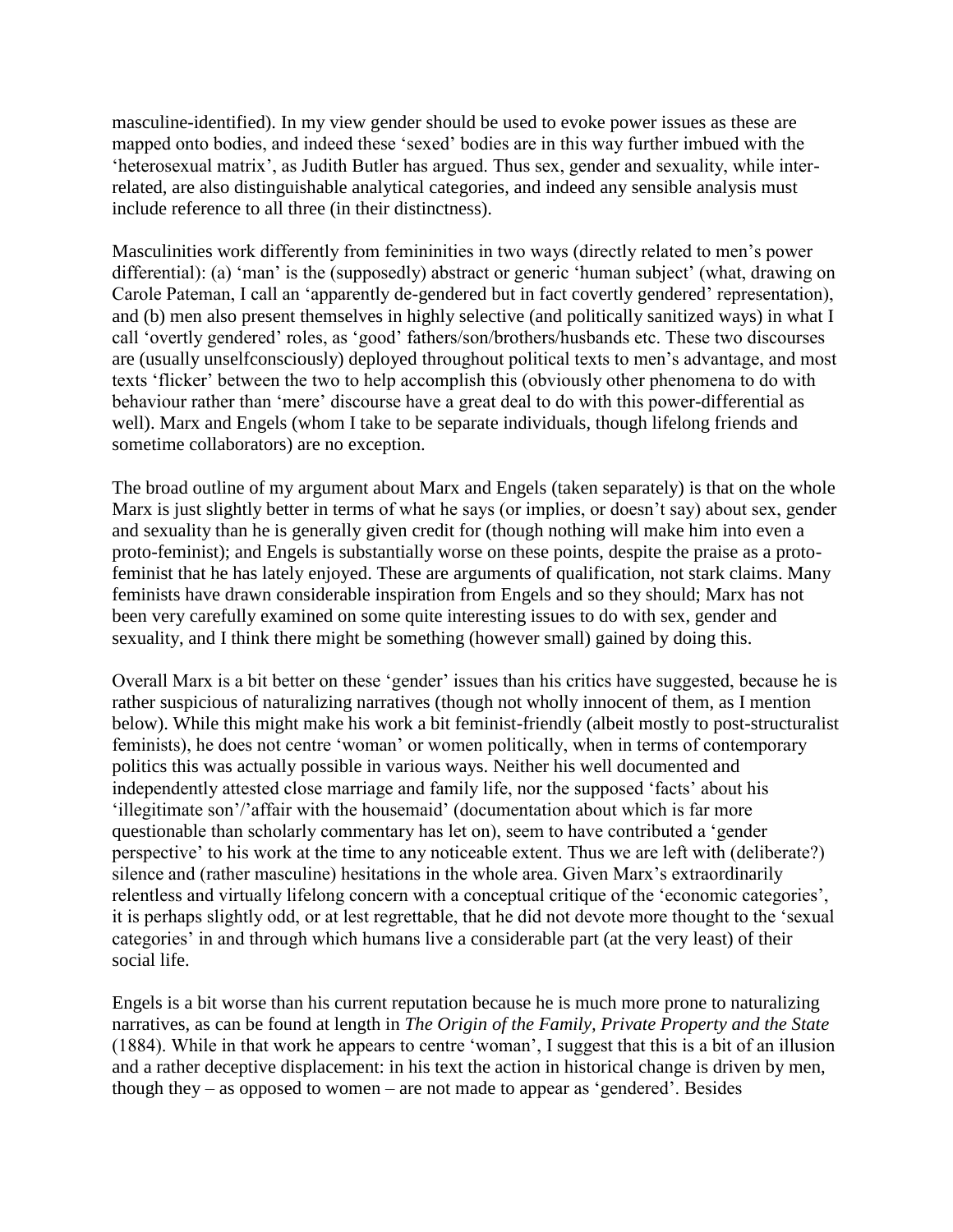masculine-identified). In my view gender should be used to evoke power issues as these are mapped onto bodies, and indeed these 'sexed' bodies are in this way further imbued with the 'heterosexual matrix', as Judith Butler has argued. Thus sex, gender and sexuality, while inter-related, are also distinguishable analytical categories, and indeed any sensible analysis must include reference to all three (in their distinctness).

Masculinities work differently from femininities in two ways (directly related to men's power differential): (a) 'man' is the (supposedly) abstract or generic 'human subject' (what, drawing on Carole Pateman, I call an 'apparently de-gendered but in fact covertly gendered' representation), and (b) men also present themselves in highly selective (and politically sanitized ways) in what I call 'overtly gendered' roles, as 'good' fathers/son/brothers/husbands etc. These two discourses are (usually unselfconsciously) deployed throughout political texts to men's advantage, and most texts 'flicker' between the two to help accomplish this (obviously other phenomena to do with behaviour rather than 'mere' discourse have a great deal to do with this power-differential as well). Marx and Engels (whom I take to be separate individuals, though lifelong friends and sometime collaborators) are no exception.

The broad outline of my argument about Marx and Engels (taken separately) is that on the whole Marx is just slightly better in terms of what he says (or implies, or doesn't say) about sex, gender and sexuality than he is generally given credit for (though nothing will make him into even a proto-feminist); and Engels is substantially worse on these points, despite the praise as a proto-feminist that he has lately enjoyed. These are arguments of qualification, not stark claims. Many feminists have drawn considerable inspiration from Engels and so they should; Marx has not been very carefully examined on some quite interesting issues to do with sex, gender and sexuality, and I think there might be something (however small) gained by doing this.

Overall Marx is a bit better on these 'gender' issues than his critics have suggested, because he is rather suspicious of naturalizing narratives (though not wholly innocent of them, as I mention below). While this might make his work a bit feminist-friendly (albeit mostly to post-structuralist feminists), he does not centre 'woman' or women politically, when in terms of contemporary politics this was actually possible in various ways. Neither his well documented and independently attested close marriage and family life, nor the supposed 'facts' about his 'illegitimate son'/'affair with the housemaid' (documentation about which is far more questionable than scholarly commentary has let on), seem to have contributed a 'gender perspective' to his work at the time to any noticeable extent. Thus we are left with (deliberate?) silence and (rather masculine) hesitations in the whole area. Given Marx's extraordinarily relentless and virtually lifelong concern with a conceptual critique of the 'economic categories', it is perhaps slightly odd, or at lest regrettable, that he did not devote more thought to the 'sexual categories' in and through which humans live a considerable part (at the very least) of their social life.

Engels is a bit worse than his current reputation because he is much more prone to naturalizing narratives, as can be found at length in *The Origin of the Family, Private Property and the State* (1884). While in that work he appears to centre 'woman', I suggest that this is a bit of an illusion and a rather deceptive displacement: in his text the action in historical change is driven by men, though they – as opposed to women – are not made to appear as 'gendered'. Besides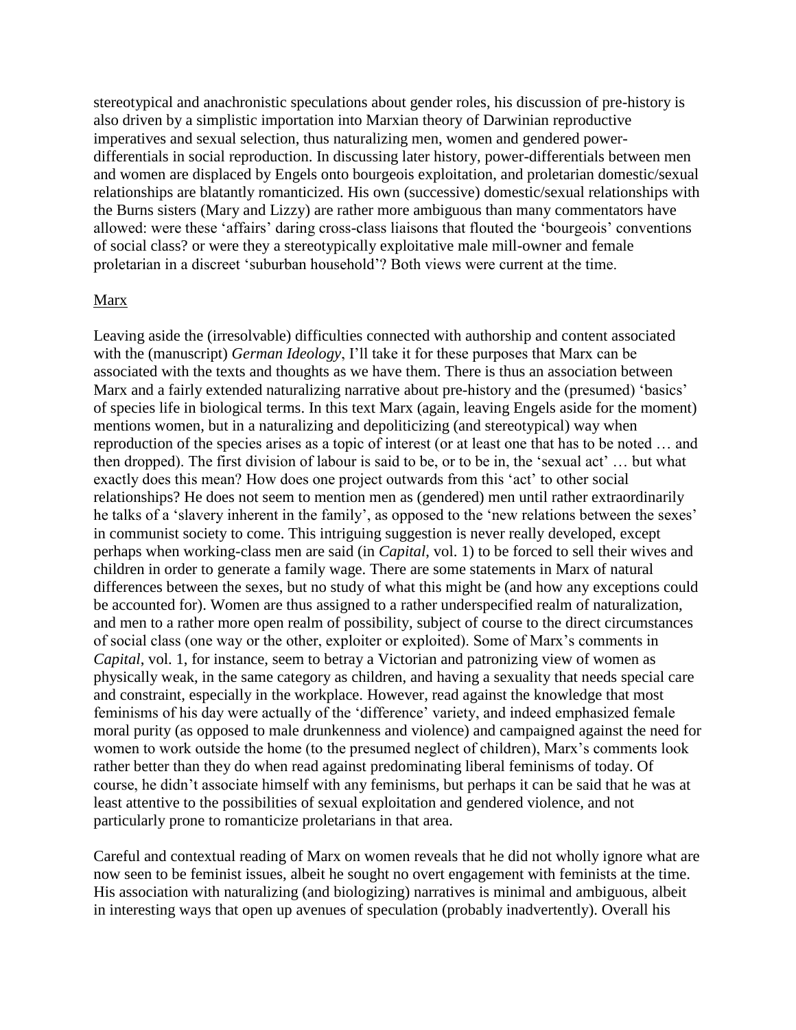stereotypical and anachronistic speculations about gender roles, his discussion of pre-history is also driven by a simplistic importation into Marxian theory of Darwinian reproductive imperatives and sexual selection, thus naturalizing men, women and gendered power-differentials in social reproduction. In discussing later history, power-differentials between men and women are displaced by Engels onto bourgeois exploitation, and proletarian domestic/sexual relationships are blatantly romanticized. His own (successive) domestic/sexual relationships with the Burns sisters (Mary and Lizzy) are rather more ambiguous than many commentators have allowed: were these 'affairs' daring cross-class liaisons that flouted the 'bourgeois' conventions of social class? or were they a stereotypically exploitative male mill-owner and female proletarian in a discreet 'suburban household'? Both views were current at the time.

## Marx

Leaving aside the (irresolvable) difficulties connected with authorship and content associated with the (manuscript) *German Ideology*, I'll take it for these purposes that Marx can be associated with the texts and thoughts as we have them. There is thus an association between Marx and a fairly extended naturalizing narrative about pre-history and the (presumed) 'basics' of species life in biological terms. In this text Marx (again, leaving Engels aside for the moment) mentions women, but in a naturalizing and depoliticizing (and stereotypical) way when reproduction of the species arises as a topic of interest (or at least one that has to be noted … and then dropped). The first division of labour is said to be, or to be in, the 'sexual act' … but what exactly does this mean? How does one project outwards from this 'act' to other social relationships? He does not seem to mention men as (gendered) men until rather extraordinarily he talks of a 'slavery inherent in the family', as opposed to the 'new relations between the sexes' in communist society to come. This intriguing suggestion is never really developed, except perhaps when working-class men are said (in *Capital*, vol. 1) to be forced to sell their wives and children in order to generate a family wage. There are some statements in Marx of natural differences between the sexes, but no study of what this might be (and how any exceptions could be accounted for). Women are thus assigned to a rather underspecified realm of naturalization, and men to a rather more open realm of possibility, subject of course to the direct circumstances of social class (one way or the other, exploiter or exploited). Some of Marx's comments in *Capital*, vol. 1, for instance, seem to betray a Victorian and patronizing view of women as physically weak, in the same category as children, and having a sexuality that needs special care and constraint, especially in the workplace. However, read against the knowledge that most feminisms of his day were actually of the 'difference' variety, and indeed emphasized female moral purity (as opposed to male drunkenness and violence) and campaigned against the need for women to work outside the home (to the presumed neglect of children), Marx's comments look rather better than they do when read against predominating liberal feminisms of today. Of course, he didn't associate himself with any feminisms, but perhaps it can be said that he was at least attentive to the possibilities of sexual exploitation and gendered violence, and not particularly prone to romanticize proletarians in that area.

Careful and contextual reading of Marx on women reveals that he did not wholly ignore what are now seen to be feminist issues, albeit he sought no overt engagement with feminists at the time. His association with naturalizing (and biologizing) narratives is minimal and ambiguous, albeit in interesting ways that open up avenues of speculation (probably inadvertently). Overall his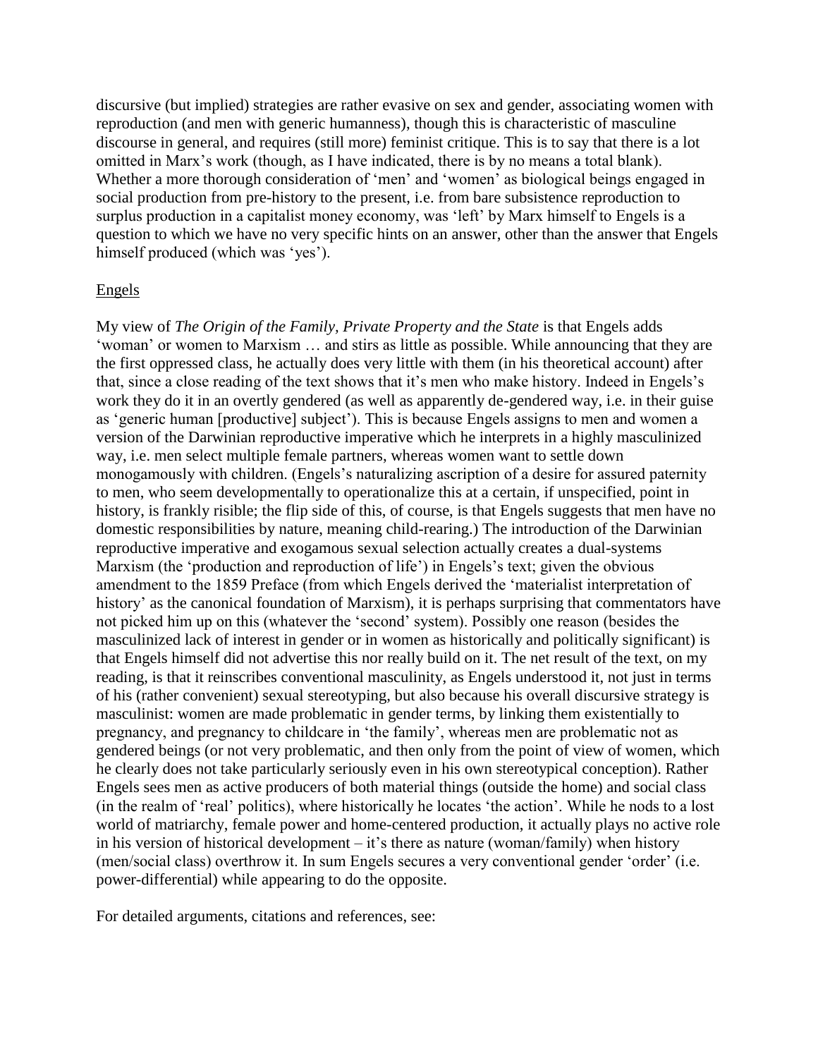discursive (but implied) strategies are rather evasive on sex and gender, associating women with reproduction (and men with generic humanness), though this is characteristic of masculine discourse in general, and requires (still more) feminist critique. This is to say that there is a lot omitted in Marx's work (though, as I have indicated, there is by no means a total blank). Whether a more thorough consideration of 'men' and 'women' as biological beings engaged in social production from pre-history to the present, i.e. from bare subsistence reproduction to surplus production in a capitalist money economy, was 'left' by Marx himself to Engels is a question to which we have no very specific hints on an answer, other than the answer that Engels himself produced (which was 'yes').

## Engels

My view of *The Origin of the Family, Private Property and the State* is that Engels adds 'woman' or women to Marxism … and stirs as little as possible. While announcing that they are the first oppressed class, he actually does very little with them (in his theoretical account) after that, since a close reading of the text shows that it's men who make history. Indeed in Engels's work they do it in an overtly gendered (as well as apparently de-gendered way, i.e. in their guise as 'generic human [productive] subject'). This is because Engels assigns to men and women a version of the Darwinian reproductive imperative which he interprets in a highly masculinized way, i.e. men select multiple female partners, whereas women want to settle down monogamously with children. (Engels's naturalizing ascription of a desire for assured paternity to men, who seem developmentally to operationalize this at a certain, if unspecified, point in history, is frankly risible; the flip side of this, of course, is that Engels suggests that men have no domestic responsibilities by nature, meaning child-rearing.) The introduction of the Darwinian reproductive imperative and exogamous sexual selection actually creates a dual-systems Marxism (the 'production and reproduction of life') in Engels's text; given the obvious amendment to the 1859 Preface (from which Engels derived the 'materialist interpretation of history' as the canonical foundation of Marxism), it is perhaps surprising that commentators have not picked him up on this (whatever the 'second' system). Possibly one reason (besides the masculinized lack of interest in gender or in women as historically and politically significant) is that Engels himself did not advertise this nor really build on it. The net result of the text, on my reading, is that it reinscribes conventional masculinity, as Engels understood it, not just in terms of his (rather convenient) sexual stereotyping, but also because his overall discursive strategy is masculinist: women are made problematic in gender terms, by linking them existentially to pregnancy, and pregnancy to childcare in 'the family', whereas men are problematic not as gendered beings (or not very problematic, and then only from the point of view of women, which he clearly does not take particularly seriously even in his own stereotypical conception). Rather Engels sees men as active producers of both material things (outside the home) and social class (in the realm of 'real' politics), where historically he locates 'the action'. While he nods to a lost world of matriarchy, female power and home-centered production, it actually plays no active role in his version of historical development – it's there as nature (woman/family) when history (men/social class) overthrow it. In sum Engels secures a very conventional gender 'order' (i.e. power-differential) while appearing to do the opposite.

For detailed arguments, citations and references, see: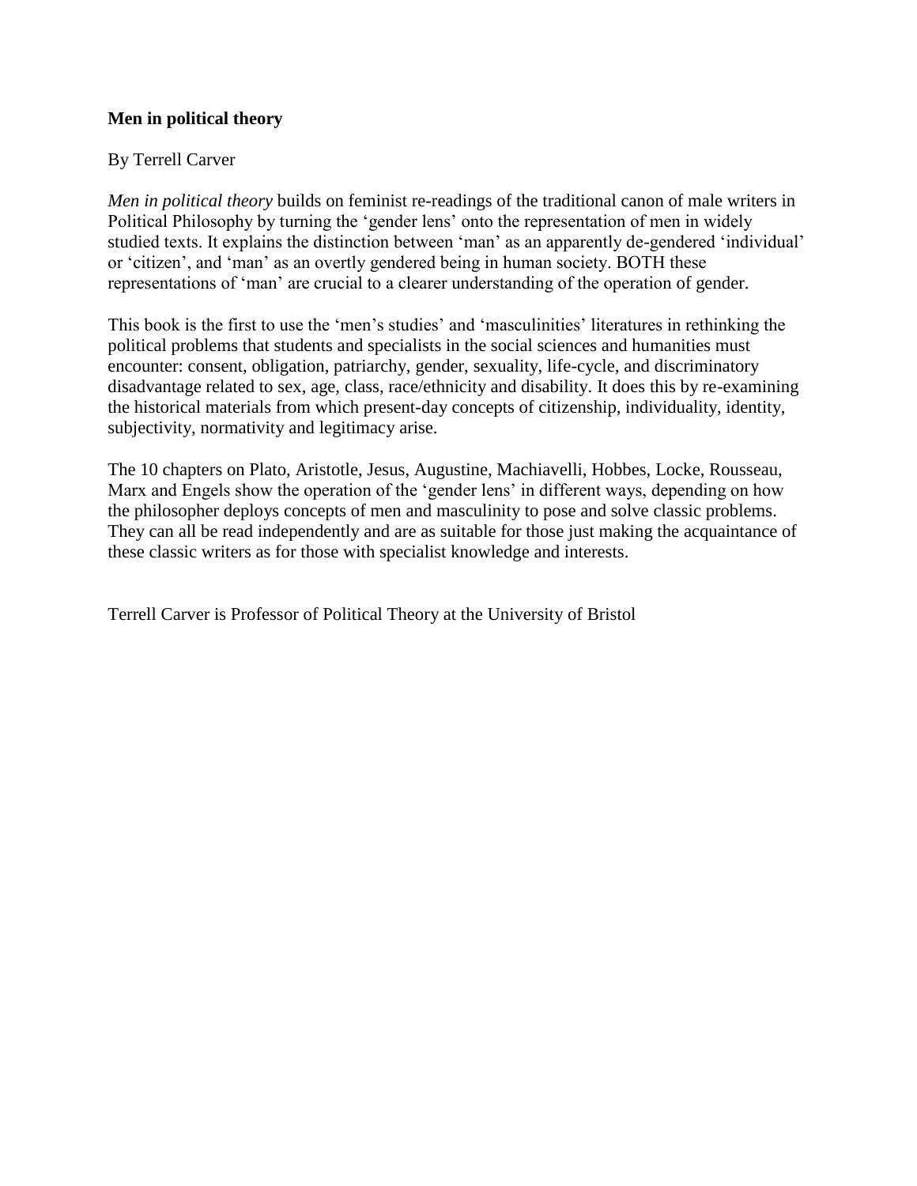**Men in political theory**

By Terrell Carver

*Men in political theory* builds on feminist re-readings of the traditional canon of male writers in Political Philosophy by turning the 'gender lens' onto the representation of men in widely studied texts. It explains the distinction between 'man' as an apparently de-gendered 'individual' or 'citizen', and 'man' as an overtly gendered being in human society. BOTH these representations of 'man' are crucial to a clearer understanding of the operation of gender.

This book is the first to use the 'men's studies' and 'masculinities' literatures in rethinking the political problems that students and specialists in the social sciences and humanities must encounter: consent, obligation, patriarchy, gender, sexuality, life-cycle, and discriminatory disadvantage related to sex, age, class, race/ethnicity and disability. It does this by re-examining the historical materials from which present-day concepts of citizenship, individuality, identity, subjectivity, normativity and legitimacy arise.

The 10 chapters on Plato, Aristotle, Jesus, Augustine, Machiavelli, Hobbes, Locke, Rousseau, Marx and Engels show the operation of the 'gender lens' in different ways, depending on how the philosopher deploys concepts of men and masculinity to pose and solve classic problems. They can all be read independently and are as suitable for those just making the acquaintance of these classic writers as for those with specialist knowledge and interests.

Terrell Carver is Professor of Political Theory at the University of Bristol